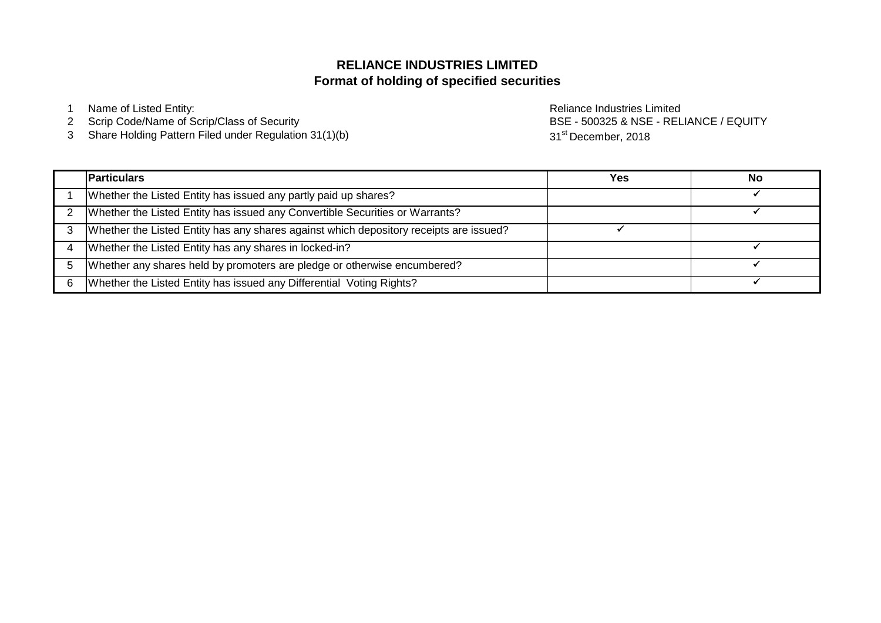# RELIANCE INDUSTRIES LIMITED

## Format of holding of specified securities

1. Name of Listed Entity: Reliance Industries Limited
2. Scrip Code/Name of Scrip/Class of Security: BSE - 500325 & NSE - RELIANCE / EQUITY
3. Share Holding Pattern Filed under Regulation 31(1)(b): 31st December, 2018

| | Particulars | Yes | No |
|---|---|---|---|
| 1 | Whether the Listed Entity has issued any partly paid up shares? | | ✓ |
| 2 | Whether the Listed Entity has issued any Convertible Securities or Warrants? | | ✓ |
| 3 | Whether the Listed Entity has any shares against which depository receipts are issued? | ✓ | |
| 4 | Whether the Listed Entity has any shares in locked-in? | | ✓ |
| 5 | Whether any shares held by promoters are pledge or otherwise encumbered? | | ✓ |
| 6 | Whether the Listed Entity has issued any Differential Voting Rights? | | ✓ |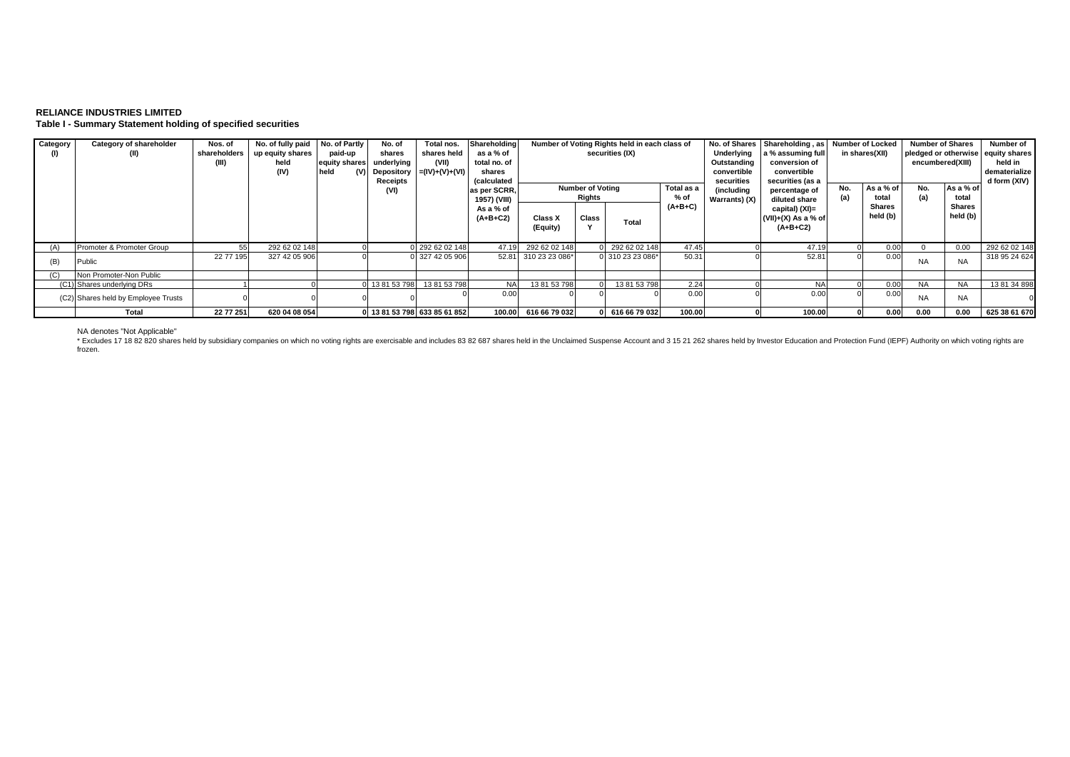**RELIANCE INDUSTRIES LIMITED**

**Table I - Summary Statement holding of specified securities**

| Category (I) | Category of shareholder (II) | Nos. of shareholders (III) | No. of fully paid up equity shares held (IV) | No. of Partly paid-up equity shares held (V) | No. of shares underlying Depository Receipts (VI) | Total nos. shares held (VII) =(IV)+(V)+(VI) | Shareholding as a % of total no. of shares (calculated as per SCRR, 1957) (VIII) As a % of (A+B+C2) | Number of Voting Rights held in each class of securities (IX) | | | | No. of Shares Underlying Outstanding convertible securities (including Warrants) (X) | Shareholding , as a % assuming full conversion of convertible securities (as a percentage of diluted share capital) (XI)= (VII)+(X) As a % of (A+B+C2) | Number of Locked in shares(XII) | | Number of Shares pledged or otherwise encumbered(XIII) | | Number of equity shares held in dematerialized form (XIV) |
|---|---|---|---|---|---|---|---|---|---|---|---|---|---|---|---|---|---|---|
| | | | | | | | | Number of Voting Rights | | | Total as a % of (A+B+C) | | | No. (a) | As a % of total Shares held (b) | No. (a) | As a % of total Shares held (b) | |
| | | | | | | | | Class X (Equity) | Class Y | Total | | | | | | | | |
| (A) | Promoter & Promoter Group | 55 | 292 62 02 148 | 0 | 0 | 292 62 02 148 | 47.19 | 292 62 02 148 | 0 | 292 62 02 148 | 47.45 | 0 | 47.19 | 0 | 0.00 | 0 | 0.00 | 292 62 02 148 |
| (B) | Public | 22 77 195 | 327 42 05 906 | 0 | 0 | 327 42 05 906 | 52.81 | 310 23 23 086* | 0 | 310 23 23 086* | 50.31 | 0 | 52.81 | 0 | 0.00 | NA | NA | 318 95 24 624 |
| (C) | Non Promoter-Non Public | | | | | | | | | | | | | | | | | |
| (C1) | Shares underlying DRs | 1 | 0 | 0 | 13 81 53 798 | 13 81 53 798 | NA | 13 81 53 798 | 0 | 13 81 53 798 | 2.24 | 0 | NA | 0 | 0.00 | NA | NA | 13 81 34 898 |
| (C2) | Shares held by Employee Trusts | 0 | 0 | 0 | 0 | 0 | 0.00 | 0 | 0 | 0 | 0.00 | 0 | 0.00 | 0 | 0.00 | NA | NA | 0 |
| | **Total** | **22 77 251** | **620 04 08 054** | **0** | **13 81 53 798** | **633 85 61 852** | **100.00** | **616 66 79 032** | **0** | **616 66 79 032** | **100.00** | **0** | **100.00** | **0** | **0.00** | **0.00** | **0.00** | **625 38 61 670** |

NA denotes "Not Applicable"

* Excludes 17 18 82 820 shares held by subsidiary companies on which no voting rights are exercisable and includes 83 82 687 shares held in the Unclaimed Suspense Account and 3 15 21 262 shares held by Investor Education and Protection Fund (IEPF) Authority on which voting rights are frozen.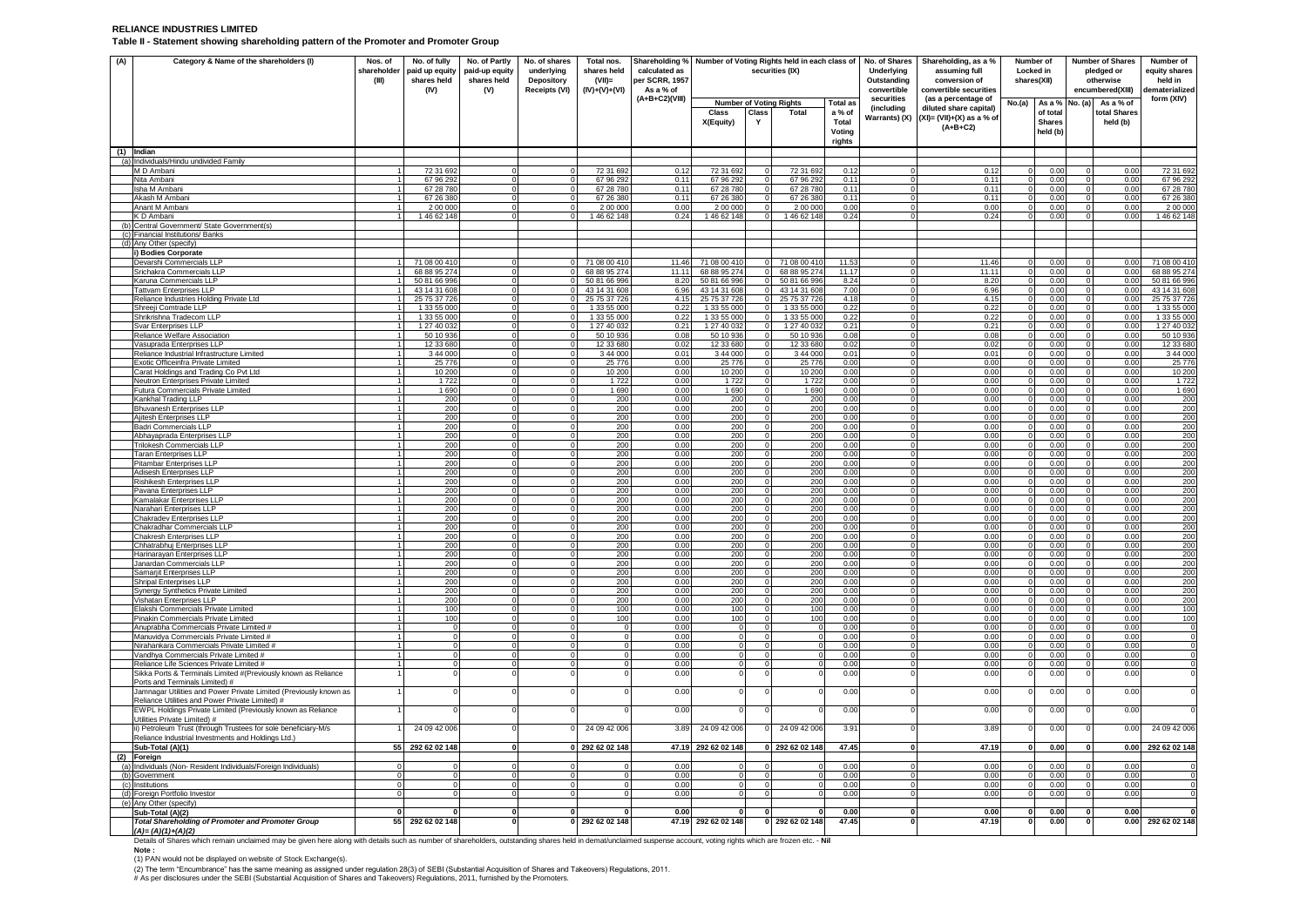**RELIANCE INDUSTRIES LIMITED**

**Table II - Statement showing shareholding pattern of the Promoter and Promoter Group**

| (A) | Category & Name of the shareholders (I) | Nos. of shareholder (III) | No. of fully paid up equity shares held (IV) | No. of Partly paid-up equity shares held (V) | No. of shares underlying Depository Receipts (VI) | Total nos. shares held (VII)= (IV)+(V)+(VI) | Shareholding % calculated as per SCRR, 1957 As a % of (A+B+C2)(VIII) | Number of Voting Rights held in each class of securities (IX) | | | | No. of Shares Underlying Outstanding convertible securities (including Warrants) (X) | Shareholding, as a % assuming full conversion of convertible securities (as a percentage of diluted share capital) (XI)= (VII)+(X) as a % of (A+B+C2) | Number of Locked in shares(XII) | | Number of Shares pledged or otherwise encumbered(XIII) | | Number of equity shares held in dematerialized form (XIV) |
|---|---|---|---|---|---|---|---|---|---|---|---|---|---|---|---|---|---|---|
| | | | | | | | | Number of Voting Rights | | | Total as a % of Total Voting rights | | | No.(a) | As a % of total Shares held (b) | No. (a) | As a % of total Shares held (b) | |
| | | | | | | | | Class X(Equity) | Class Y | Total | | | | | | | | |
| (1) | Indian | | | | | | | | | | | | | | | | | |
| (a) | Individuals/Hindu undivided Family | | | | | | | | | | | | | | | | | |
| | M D Ambani | 1 | 72 31 692 | 0 | 0 | 72 31 692 | 0.12 | 72 31 692 | 0 | 72 31 692 | 0.12 | 0 | 0.12 | 0 | 0.00 | 0 | 0.00 | 72 31 692 |
| | Nita Ambani | 1 | 67 96 292 | 0 | 0 | 67 96 292 | 0.11 | 67 96 292 | 0 | 67 96 292 | 0.11 | 0 | 0.11 | 0 | 0.00 | 0 | 0.00 | 67 96 292 |
| | Isha M Ambani | 1 | 67 28 780 | 0 | 0 | 67 28 780 | 0.11 | 67 28 780 | 0 | 67 28 780 | 0.11 | 0 | 0.11 | 0 | 0.00 | 0 | 0.00 | 67 28 780 |
| | Akash M Ambani | 1 | 67 26 380 | 0 | 0 | 67 26 380 | 0.11 | 67 26 380 | 0 | 67 26 380 | 0.11 | 0 | 0.11 | 0 | 0.00 | 0 | 0.00 | 67 26 380 |
| | Anant M Ambani | 1 | 2 00 000 | 0 | 0 | 2 00 000 | 0.00 | 2 00 000 | 0 | 2 00 000 | 0.00 | 0 | 0.00 | 0 | 0.00 | 0 | 0.00 | 2 00 000 |
| | K D Ambani | 1 | 1 46 62 148 | 0 | 0 | 1 46 62 148 | 0.24 | 1 46 62 148 | 0 | 1 46 62 148 | 0.24 | 0 | 0.24 | 0 | 0.00 | 0 | 0.00 | 1 46 62 148 |
| (b) | Central Government/ State Government(s) | | | | | | | | | | | | | | | | | |
| (c) | Financial Institutions/ Banks | | | | | | | | | | | | | | | | | |
| (d) | Any Other (specify) | | | | | | | | | | | | | | | | | |
| | i) Bodies Corporate | | | | | | | | | | | | | | | | | |
| | Devarshi Commercials LLP | 1 | 71 08 00 410 | 0 | 0 | 71 08 00 410 | 11.46 | 71 08 00 410 | 0 | 71 08 00 410 | 11.53 | 0 | 11.46 | 0 | 0.00 | 0 | 0.00 | 71 08 00 410 |
| | Srichakra Commercials LLP | 1 | 68 88 95 274 | 0 | 0 | 68 88 95 274 | 11.11 | 68 88 95 274 | 0 | 68 88 95 274 | 11.17 | 0 | 11.11 | 0 | 0.00 | 0 | 0.00 | 68 88 95 274 |
| | Karuna Commercials LLP | 1 | 50 81 66 996 | 0 | 0 | 50 81 66 996 | 8.20 | 50 81 66 996 | 0 | 50 81 66 996 | 8.24 | 0 | 8.20 | 0 | 0.00 | 0 | 0.00 | 50 81 66 996 |
| | Tattvam Enterprises LLP | 1 | 43 14 31 608 | 0 | 0 | 43 14 31 608 | 6.96 | 43 14 31 608 | 0 | 43 14 31 608 | 7.00 | 0 | 6.96 | 0 | 0.00 | 0 | 0.00 | 43 14 31 608 |
| | Reliance Industries Holding Private Ltd | 1 | 25 75 37 726 | 0 | 0 | 25 75 37 726 | 4.15 | 25 75 37 726 | 0 | 25 75 37 726 | 4.18 | 0 | 4.15 | 0 | 0.00 | 0 | 0.00 | 25 75 37 726 |
| | Shreeji Comtrade LLP | 1 | 1 33 55 000 | 0 | 0 | 1 33 55 000 | 0.22 | 1 33 55 000 | 0 | 1 33 55 000 | 0.22 | 0 | 0.22 | 0 | 0.00 | 0 | 0.00 | 1 33 55 000 |
| | Shrikrishna Tradecom LLP | 1 | 1 33 55 000 | 0 | 0 | 1 33 55 000 | 0.22 | 1 33 55 000 | 0 | 1 33 55 000 | 0.22 | 0 | 0.22 | 0 | 0.00 | 0 | 0.00 | 1 33 55 000 |
| | Svar Enterprises LLP | 1 | 1 27 40 032 | 0 | 0 | 1 27 40 032 | 0.21 | 1 27 40 032 | 0 | 1 27 40 032 | 0.21 | 0 | 0.21 | 0 | 0.00 | 0 | 0.00 | 1 27 40 032 |
| | Reliance Welfare Association | 1 | 50 10 936 | 0 | 0 | 50 10 936 | 0.08 | 50 10 936 | 0 | 50 10 936 | 0.08 | 0 | 0.08 | 0 | 0.00 | 0 | 0.00 | 50 10 936 |
| | Vasuprada Enterprises LLP | 1 | 12 33 680 | 0 | 0 | 12 33 680 | 0.02 | 12 33 680 | 0 | 12 33 680 | 0.02 | 0 | 0.02 | 0 | 0.00 | 0 | 0.00 | 12 33 680 |
| | Reliance Industrial Infrastructure Limited | 1 | 3 44 000 | 0 | 0 | 3 44 000 | 0.01 | 3 44 000 | 0 | 3 44 000 | 0.01 | 0 | 0.01 | 0 | 0.00 | 0 | 0.00 | 3 44 000 |
| | Exotic Officeinfra Private Limited | 1 | 25 776 | 0 | 0 | 25 776 | 0.00 | 25 776 | 0 | 25 776 | 0.00 | 0 | 0.00 | 0 | 0.00 | 0 | 0.00 | 25 776 |
| | Carat Holdings and Trading Co Pvt Ltd | 1 | 10 200 | 0 | 0 | 10 200 | 0.00 | 10 200 | 0 | 10 200 | 0.00 | 0 | 0.00 | 0 | 0.00 | 0 | 0.00 | 10 200 |
| | Neutron Enterprises Private Limited | 1 | 1 722 | 0 | 0 | 1 722 | 0.00 | 1 722 | 0 | 1 722 | 0.00 | 0 | 0.00 | 0 | 0.00 | 0 | 0.00 | 1 722 |
| | Futura Commercials Private Limited | 1 | 1 690 | 0 | 0 | 1 690 | 0.00 | 1 690 | 0 | 1 690 | 0.00 | 0 | 0.00 | 0 | 0.00 | 0 | 0.00 | 1 690 |
| | Kankhal Trading LLP | 1 | 200 | 0 | 0 | 200 | 0.00 | 200 | 0 | 200 | 0.00 | 0 | 0.00 | 0 | 0.00 | 0 | 0.00 | 200 |
| | Bhuvanesh Enterprises LLP | 1 | 200 | 0 | 0 | 200 | 0.00 | 200 | 0 | 200 | 0.00 | 0 | 0.00 | 0 | 0.00 | 0 | 0.00 | 200 |
| | Ajitesh Enterprises LLP | 1 | 200 | 0 | 0 | 200 | 0.00 | 200 | 0 | 200 | 0.00 | 0 | 0.00 | 0 | 0.00 | 0 | 0.00 | 200 |
| | Badri Commercials LLP | 1 | 200 | 0 | 0 | 200 | 0.00 | 200 | 0 | 200 | 0.00 | 0 | 0.00 | 0 | 0.00 | 0 | 0.00 | 200 |
| | Abhayaprada Enterprises LLP | 1 | 200 | 0 | 0 | 200 | 0.00 | 200 | 0 | 200 | 0.00 | 0 | 0.00 | 0 | 0.00 | 0 | 0.00 | 200 |
| | Trilokesh Commercials LLP | 1 | 200 | 0 | 0 | 200 | 0.00 | 200 | 0 | 200 | 0.00 | 0 | 0.00 | 0 | 0.00 | 0 | 0.00 | 200 |
| | Taran Enterprises LLP | 1 | 200 | 0 | 0 | 200 | 0.00 | 200 | 0 | 200 | 0.00 | 0 | 0.00 | 0 | 0.00 | 0 | 0.00 | 200 |
| | Pitambar Enterprises LLP | 1 | 200 | 0 | 0 | 200 | 0.00 | 200 | 0 | 200 | 0.00 | 0 | 0.00 | 0 | 0.00 | 0 | 0.00 | 200 |
| | Adisesh Enterprises LLP | 1 | 200 | 0 | 0 | 200 | 0.00 | 200 | 0 | 200 | 0.00 | 0 | 0.00 | 0 | 0.00 | 0 | 0.00 | 200 |
| | Rishikesh Enterprises LLP | 1 | 200 | 0 | 0 | 200 | 0.00 | 200 | 0 | 200 | 0.00 | 0 | 0.00 | 0 | 0.00 | 0 | 0.00 | 200 |
| | Pavana Enterprises LLP | 1 | 200 | 0 | 0 | 200 | 0.00 | 200 | 0 | 200 | 0.00 | 0 | 0.00 | 0 | 0.00 | 0 | 0.00 | 200 |
| | Kamalakar Enterprises LLP | 1 | 200 | 0 | 0 | 200 | 0.00 | 200 | 0 | 200 | 0.00 | 0 | 0.00 | 0 | 0.00 | 0 | 0.00 | 200 |
| | Narahari Enterprises LLP | 1 | 200 | 0 | 0 | 200 | 0.00 | 200 | 0 | 200 | 0.00 | 0 | 0.00 | 0 | 0.00 | 0 | 0.00 | 200 |
| | Chakradev Enterprises LLP | 1 | 200 | 0 | 0 | 200 | 0.00 | 200 | 0 | 200 | 0.00 | 0 | 0.00 | 0 | 0.00 | 0 | 0.00 | 200 |
| | Chakradhar Commercials LLP | 1 | 200 | 0 | 0 | 200 | 0.00 | 200 | 0 | 200 | 0.00 | 0 | 0.00 | 0 | 0.00 | 0 | 0.00 | 200 |
| | Chakresh Enterprises LLP | 1 | 200 | 0 | 0 | 200 | 0.00 | 200 | 0 | 200 | 0.00 | 0 | 0.00 | 0 | 0.00 | 0 | 0.00 | 200 |
| | Chhatrabhuj Enterprises LLP | 1 | 200 | 0 | 0 | 200 | 0.00 | 200 | 0 | 200 | 0.00 | 0 | 0.00 | 0 | 0.00 | 0 | 0.00 | 200 |
| | Harinarayan Enterprises LLP | 1 | 200 | 0 | 0 | 200 | 0.00 | 200 | 0 | 200 | 0.00 | 0 | 0.00 | 0 | 0.00 | 0 | 0.00 | 200 |
| | Janardan Commercials LLP | 1 | 200 | 0 | 0 | 200 | 0.00 | 200 | 0 | 200 | 0.00 | 0 | 0.00 | 0 | 0.00 | 0 | 0.00 | 200 |
| | Samarjit Enterprises LLP | 1 | 200 | 0 | 0 | 200 | 0.00 | 200 | 0 | 200 | 0.00 | 0 | 0.00 | 0 | 0.00 | 0 | 0.00 | 200 |
| | Shripal Enterprises LLP | 1 | 200 | 0 | 0 | 200 | 0.00 | 200 | 0 | 200 | 0.00 | 0 | 0.00 | 0 | 0.00 | 0 | 0.00 | 200 |
| | Synergy Synthetics Private Limited | 1 | 200 | 0 | 0 | 200 | 0.00 | 200 | 0 | 200 | 0.00 | 0 | 0.00 | 0 | 0.00 | 0 | 0.00 | 200 |
| | Vishatan Enterprises LLP | 1 | 200 | 0 | 0 | 200 | 0.00 | 200 | 0 | 200 | 0.00 | 0 | 0.00 | 0 | 0.00 | 0 | 0.00 | 200 |
| | Elakshi Commercials Private Limited | 1 | 100 | 0 | 0 | 100 | 0.00 | 100 | 0 | 100 | 0.00 | 0 | 0.00 | 0 | 0.00 | 0 | 0.00 | 100 |
| | Pinakin Commercials Private Limited | 1 | 100 | 0 | 0 | 100 | 0.00 | 100 | 0 | 100 | 0.00 | 0 | 0.00 | 0 | 0.00 | 0 | 0.00 | 100 |
| | Anuprabha Commercials Private Limited # | 1 | 0 | 0 | 0 | 0 | 0.00 | 0 | 0 | 0 | 0.00 | 0 | 0.00 | 0 | 0.00 | 0 | 0.00 | 0 |
| | Manuvidya Commercials Private Limited # | 1 | 0 | 0 | 0 | 0 | 0.00 | 0 | 0 | 0 | 0.00 | 0 | 0.00 | 0 | 0.00 | 0 | 0.00 | 0 |
| | Nirahankara Commercials Private Limited # | 1 | 0 | 0 | 0 | 0 | 0.00 | 0 | 0 | 0 | 0.00 | 0 | 0.00 | 0 | 0.00 | 0 | 0.00 | 0 |
| | Vandhya Commercials Private Limited # | 1 | 0 | 0 | 0 | 0 | 0.00 | 0 | 0 | 0 | 0.00 | 0 | 0.00 | 0 | 0.00 | 0 | 0.00 | 0 |
| | Reliance Life Sciences Private Limited # | 1 | 0 | 0 | 0 | 0 | 0.00 | 0 | 0 | 0 | 0.00 | 0 | 0.00 | 0 | 0.00 | 0 | 0.00 | 0 |
| | Sikka Ports & Terminals Limited #(Previously known as Reliance Ports and Terminals Limited) # | 1 | 0 | 0 | 0 | 0 | 0.00 | 0 | 0 | 0 | 0.00 | 0 | 0.00 | 0 | 0.00 | 0 | 0.00 | 0 |
| | Jamnagar Utilities and Power Private Limited (Previously known as Reliance Utilities and Power Private Limited) # | 1 | 0 | 0 | 0 | 0 | 0.00 | 0 | 0 | 0 | 0.00 | 0 | 0.00 | 0 | 0.00 | 0 | 0.00 | 0 |
| | EWPL Holdings Private Limited (Previously known as Reliance Utilities Private Limited) # | 1 | 0 | 0 | 0 | 0 | 0.00 | 0 | 0 | 0 | 0.00 | 0 | 0.00 | 0 | 0.00 | 0 | 0.00 | 0 |
| | ii) Petroleum Trust (through Trustees for sole beneficiary-M/s Reliance Industrial Investments and Holdings Ltd.) | 1 | 24 09 42 006 | 0 | 0 | 24 09 42 006 | 3.89 | 24 09 42 006 | 0 | 24 09 42 006 | 3.91 | 0 | 3.89 | 0 | 0.00 | 0 | 0.00 | 24 09 42 006 |
| | **Sub-Total (A)(1)** | **55** | **292 62 02 148** | **0** | **0** | **292 62 02 148** | **47.19** | **292 62 02 148** | **0** | **292 62 02 148** | **47.45** | **0** | **47.19** | **0** | **0.00** | **0** | **0.00** | **292 62 02 148** |
| (2) | Foreign | | | | | | | | | | | | | | | | | |
| (a) | Individuals (Non- Resident Individuals/Foreign Individuals) | 0 | 0 | 0 | 0 | 0 | 0.00 | 0 | 0 | 0 | 0.00 | 0 | 0.00 | 0 | 0.00 | 0 | 0.00 | 0 |
| (b) | Government | 0 | 0 | 0 | 0 | 0 | 0.00 | 0 | 0 | 0 | 0.00 | 0 | 0.00 | 0 | 0.00 | 0 | 0.00 | 0 |
| (c) | Institutions | 0 | 0 | 0 | 0 | 0 | 0.00 | 0 | 0 | 0 | 0.00 | 0 | 0.00 | 0 | 0.00 | 0 | 0.00 | 0 |
| (d) | Foreign Portfolio Investor | 0 | 0 | 0 | 0 | 0 | 0.00 | 0 | 0 | 0 | 0.00 | 0 | 0.00 | 0 | 0.00 | 0 | 0.00 | 0 |
| (e) | Any Other (specify) | | | | | | | | | | | | | | | | | |
| | **Sub-Total (A)(2)** | **0** | **0** | **0** | **0** | **0** | **0.00** | **0** | **0** | **0** | **0.00** | **0** | **0.00** | **0** | **0.00** | **0** | **0.00** | **0** |
| | ***Total Shareholding of Promoter and Promoter Group (A)= (A)(1)+(A)(2)*** | **55** | **292 62 02 148** | **0** | **0** | **292 62 02 148** | **47.19** | **292 62 02 148** | **0** | **292 62 02 148** | **47.45** | **0** | **47.19** | **0** | **0.00** | **0** | **0.00** | **292 62 02 148** |

Details of Shares which remain unclaimed may be given here along with details such as number of shareholders, outstanding shares held in demat/unclaimed suspense account, voting rights which are frozen etc. - **Nil**

**Note :**

(1) PAN would not be displayed on website of Stock Exchange(s).

(2) The term "Encumbrance" has the same meaning as assigned under regulation 28(3) of SEBI (Substantial Acquisition of Shares and Takeovers) Regulations, 2011.

# As per disclosures under the SEBI (Substantial Acquisition of Shares and Takeovers) Regulations, 2011, furnished by the Promoters.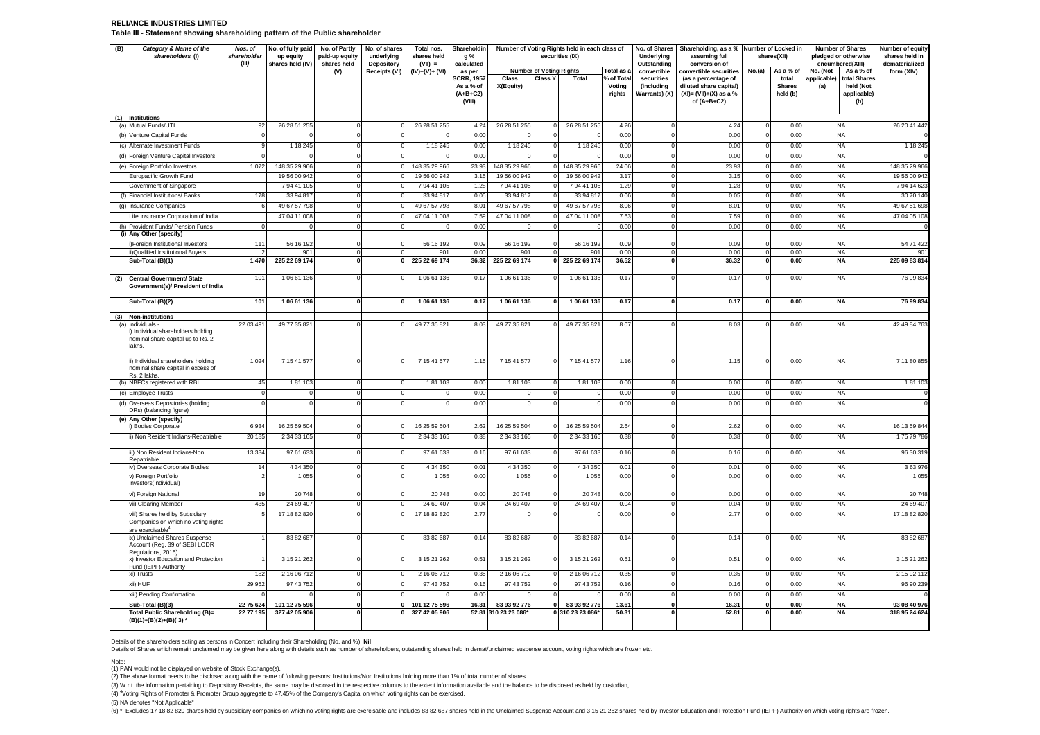**RELIANCE INDUSTRIES LIMITED**

**Table III - Statement showing shareholding pattern of the Public shareholder**

| (B) | Category & Name of the shareholders (I) | Nos. of shareholder (III) | No. of fully paid up equity shares held (IV) | No. of Partly paid-up equity shares held (V) | No. of shares underlying Depository Receipts (VI) | Total nos. shares held (VII) = (IV)+(V)+ (VI) | Shareholding % calculated as per SCRR, 1957 As a % of (A+B+C2) (VIII) | Number of Voting Rights held in each class of securities (IX) | | | | No. of Shares Underlying Outstanding convertible securities (including Warrants) (X) | Shareholding, as a % assuming full conversion of convertible securities (as a percentage of diluted share capital) (XI)= (VII)+(X) as a % of (A+B+C2) | Number of Locked in shares(XII) | | Number of Shares pledged or otherwise encumbered(XIII) | | Number of equity shares held in dematerialized form (XIV) |
|---|---|---|---|---|---|---|---|---|---|---|---|---|---|---|---|---|---|---|
| | | | | | | | | Number of Voting Rights | | | Total as a % of Total Voting rights | | | No.(a) | As a % of total Shares held (b) | No. (Not applicable) (a) | As a % of total Shares held (Not applicable) (b) | |
| | | | | | | | | Class X(Equity) | Class Y | Total | | | | | | | | |
| (1) | **Institutions** | | | | | | | | | | | | | | | | | |
| (a) | Mutual Funds/UTI | 92 | 26 28 51 255 | 0 | 0 | 26 28 51 255 | 4.24 | 26 28 51 255 | 0 | 26 28 51 255 | 4.26 | 0 | 4.24 | 0 | 0.00 | NA | | 26 20 41 442 |
| (b) | Venture Capital Funds | 0 | 0 | 0 | 0 | 0 | 0.00 | 0 | 0 | 0 | 0.00 | 0 | 0.00 | 0 | 0.00 | NA | | 0 |
| (c) | Alternate Investment Funds | 9 | 1 18 245 | 0 | 0 | 1 18 245 | 0.00 | 1 18 245 | 0 | 1 18 245 | 0.00 | 0 | 0.00 | 0 | 0.00 | NA | | 1 18 245 |
| (d) | Foreign Venture Capital Investors | 0 | 0 | 0 | 0 | 0 | 0.00 | 0 | 0 | 0 | 0.00 | 0 | 0.00 | 0 | 0.00 | NA | | 0 |
| (e) | Foreign Portfolio Investors | 1 072 | 148 35 29 966 | 0 | 0 | 148 35 29 966 | 23.93 | 148 35 29 966 | 0 | 148 35 29 966 | 24.06 | 0 | 23.93 | 0 | 0.00 | NA | | 148 35 29 966 |
| | Europacific Growth Fund | | 19 56 00 942 | 0 | 0 | 19 56 00 942 | 3.15 | 19 56 00 942 | 0 | 19 56 00 942 | 3.17 | 0 | 3.15 | 0 | 0.00 | NA | | 19 56 00 942 |
| | Government of Singapore | | 7 94 41 105 | 0 | 0 | 7 94 41 105 | 1.28 | 7 94 41 105 | 0 | 7 94 41 105 | 1.29 | 0 | 1.28 | 0 | 0.00 | NA | | 7 94 14 623 |
| (f) | Financial Institutions/ Banks | 178 | 33 94 817 | 0 | 0 | 33 94 817 | 0.05 | 33 94 817 | 0 | 33 94 817 | 0.06 | 0 | 0.05 | 0 | 0.00 | NA | | 30 70 140 |
| (g) | Insurance Companies | 6 | 49 67 57 798 | 0 | 0 | 49 67 57 798 | 8.01 | 49 67 57 798 | 0 | 49 67 57 798 | 8.06 | 0 | 8.01 | 0 | 0.00 | NA | | 49 67 51 698 |
| | Life Insurance Corporation of India | | 47 04 11 008 | 0 | 0 | 47 04 11 008 | 7.59 | 47 04 11 008 | 0 | 47 04 11 008 | 7.63 | 0 | 7.59 | 0 | 0.00 | NA | | 47 04 05 108 |
| (h) | Provident Funds/ Pension Funds | 0 | 0 | 0 | 0 | 0 | 0.00 | 0 | 0 | 0 | 0.00 | 0 | 0.00 | 0 | 0.00 | NA | | 0 |
| (i) | Any Other (specify) | | | | | | | | | | | | | | | | | |
| | i)Foreign Institutional Investors | 111 | 56 16 192 | 0 | 0 | 56 16 192 | 0.09 | 56 16 192 | 0 | 56 16 192 | 0.09 | 0 | 0.09 | 0 | 0.00 | NA | | 54 71 422 |
| | ii)Qualified Institutional Buyers | 2 | 901 | 0 | 0 | 901 | 0.00 | 901 | 0 | 901 | 0.00 | 0 | 0.00 | 0 | 0.00 | NA | | 901 |
| | **Sub-Total (B)(1)** | **1 470** | **225 22 69 174** | **0** | **0** | **225 22 69 174** | **36.32** | **225 22 69 174** | **0** | **225 22 69 174** | **36.52** | **0** | **36.32** | **0** | **0.00** | **NA** | | **225 09 83 814** |
| (2) | **Central Government/ State Government(s)/ President of India** | 101 | 1 06 61 136 | 0 | 0 | 1 06 61 136 | 0.17 | 1 06 61 136 | 0 | 1 06 61 136 | 0.17 | 0 | 0.17 | 0 | 0.00 | NA | | 76 99 834 |
| | **Sub-Total (B)(2)** | **101** | **1 06 61 136** | **0** | **0** | **1 06 61 136** | **0.17** | **1 06 61 136** | **0** | **1 06 61 136** | **0.17** | **0** | **0.17** | **0** | **0.00** | **NA** | | **76 99 834** |
| (3) | **Non-institutions** | | | | | | | | | | | | | | | | | |
| (a) | Individuals - i) Individual shareholders holding nominal share capital up to Rs. 2 lakhs. | 22 03 491 | 49 77 35 821 | 0 | 0 | 49 77 35 821 | 8.03 | 49 77 35 821 | 0 | 49 77 35 821 | 8.07 | 0 | 8.03 | 0 | 0.00 | NA | | 42 49 84 763 |
| | ii) Individual shareholders holding nominal share capital in excess of Rs. 2 lakhs. | 1 024 | 7 15 41 577 | 0 | 0 | 7 15 41 577 | 1.15 | 7 15 41 577 | 0 | 7 15 41 577 | 1.16 | 0 | 1.15 | 0 | 0.00 | NA | | 7 11 80 855 |
| (b) | NBFCs registered with RBI | 45 | 1 81 103 | 0 | 0 | 1 81 103 | 0.00 | 1 81 103 | 0 | 1 81 103 | 0.00 | 0 | 0.00 | 0 | 0.00 | NA | | 1 81 103 |
| (c) | Employee Trusts | 0 | 0 | 0 | 0 | 0 | 0.00 | 0 | 0 | 0 | 0.00 | 0 | 0.00 | 0 | 0.00 | NA | | 0 |
| (d) | Overseas Depositories (holding DRs) (balancing figure) | 0 | 0 | 0 | 0 | 0 | 0.00 | 0 | 0 | 0 | 0.00 | 0 | 0.00 | 0 | 0.00 | NA | | 0 |
| (e) | **Any Other (specify)** | | | | | | | | | | | | | | | | | |
| | i) Bodies Corporate | 6 934 | 16 25 59 504 | 0 | 0 | 16 25 59 504 | 2.62 | 16 25 59 504 | 0 | 16 25 59 504 | 2.64 | 0 | 2.62 | 0 | 0.00 | NA | | 16 13 59 844 |
| | ii) Non Resident Indians-Repatriable | 20 185 | 2 34 33 165 | 0 | 0 | 2 34 33 165 | 0.38 | 2 34 33 165 | 0 | 2 34 33 165 | 0.38 | 0 | 0.38 | 0 | 0.00 | NA | | 1 75 79 786 |
| | iii) Non Resident Indians-Non Repatriable | 13 334 | 97 61 633 | 0 | 0 | 97 61 633 | 0.16 | 97 61 633 | 0 | 97 61 633 | 0.16 | 0 | 0.16 | 0 | 0.00 | NA | | 96 30 319 |
| | iv) Overseas Corporate Bodies | 14 | 4 34 350 | 0 | 0 | 4 34 350 | 0.01 | 4 34 350 | 0 | 4 34 350 | 0.01 | 0 | 0.01 | 0 | 0.00 | NA | | 3 63 976 |
| | v) Foreign Portfolio Investors(Individual) | 2 | 1 055 | 0 | 0 | 1 055 | 0.00 | 1 055 | 0 | 1 055 | 0.00 | 0 | 0.00 | 0 | 0.00 | NA | | 1 055 |
| | vi) Foreign National | 19 | 20 748 | 0 | 0 | 20 748 | 0.00 | 20 748 | 0 | 20 748 | 0.00 | 0 | 0.00 | 0 | 0.00 | NA | | 20 748 |
| | vii) Clearing Member | 435 | 24 69 407 | 0 | 0 | 24 69 407 | 0.04 | 24 69 407 | 0 | 24 69 407 | 0.04 | 0 | 0.04 | 0 | 0.00 | NA | | 24 69 407 |
| | viii) Shares held by Subsidiary Companies on which no voting rights are exercisable[4] | 5 | 17 18 82 820 | 0 | 0 | 17 18 82 820 | 2.77 | 0 | 0 | 0 | 0.00 | 0 | 2.77 | 0 | 0.00 | NA | | 17 18 82 820 |
| | ix) Unclaimed Shares Suspense Account (Reg. 39 of SEBI LODR Regulations, 2015) | 1 | 83 82 687 | 0 | 0 | 83 82 687 | 0.14 | 83 82 687 | 0 | 83 82 687 | 0.14 | 0 | 0.14 | 0 | 0.00 | NA | | 83 82 687 |
| | x) Investor Education and Protection Fund (IEPF) Authority | 1 | 3 15 21 262 | 0 | 0 | 3 15 21 262 | 0.51 | 3 15 21 262 | 0 | 3 15 21 262 | 0.51 | 0 | 0.51 | 0 | 0.00 | NA | | 3 15 21 262 |
| | xi) Trusts | 182 | 2 16 06 712 | 0 | 0 | 2 16 06 712 | 0.35 | 2 16 06 712 | 0 | 2 16 06 712 | 0.35 | 0 | 0.35 | 0 | 0.00 | NA | | 2 15 92 112 |
| | xii) HUF | 29 952 | 97 43 752 | 0 | 0 | 97 43 752 | 0.16 | 97 43 752 | 0 | 97 43 752 | 0.16 | 0 | 0.16 | 0 | 0.00 | NA | | 96 90 239 |
| | xiii) Pending Confirmation | 0 | 0 | 0 | 0 | 0 | 0.00 | 0 | 0 | 0 | 0.00 | 0 | 0.00 | 0 | 0.00 | NA | | 0 |
| | **Sub-Total (B)(3)** | **22 75 624** | **101 12 75 596** | **0** | **0** | **101 12 75 596** | **16.31** | **83 93 92 776** | **0** | **83 93 92 776** | **13.61** | **0** | **16.31** | **0** | **0.00** | **NA** | | **93 08 40 976** |
| | **Total Public Shareholding (B)= (B)(1)+(B)(2)+(B)( 3) \*** | **22 77 195** | **327 42 05 906** | **0** | **0** | **327 42 05 906** | **52.81** | **310 23 23 086\*** | **0** | **310 23 23 086\*** | **50.31** | **0** | **52.81** | **0** | **0.00** | **NA** | | **318 95 24 624** |

Details of the shareholders acting as persons in Concert including their Shareholding (No. and %): **Nil**

Details of Shares which remain unclaimed may be given here along with details such as number of shareholders, outstanding shares held in demat/unclaimed suspense account, voting rights which are frozen etc.

Note:

(1) PAN would not be displayed on website of Stock Exchange(s).

(2) The above format needs to be disclosed along with the name of following persons: Institutions/Non Institutions holding more than 1% of total number of shares.

(3) W.r.t. the information pertaining to Depository Receipts, the same may be disclosed in the respective columns to the extent information available and the balance to be disclosed as held by custodian,

(4) [4]Voting Rights of Promoter & Promoter Group aggregate to 47.45% of the Company's Capital on which voting rights can be exercised.

(5) NA denotes "Not Applicable"

(6) \* Excludes 17 18 82 820 shares held by subsidiary companies on which no voting rights are exercisable and includes 83 82 687 shares held in the Unclaimed Suspense Account and 3 15 21 262 shares held by Investor Education and Protection Fund (IEPF) Authority on which voting rights are frozen.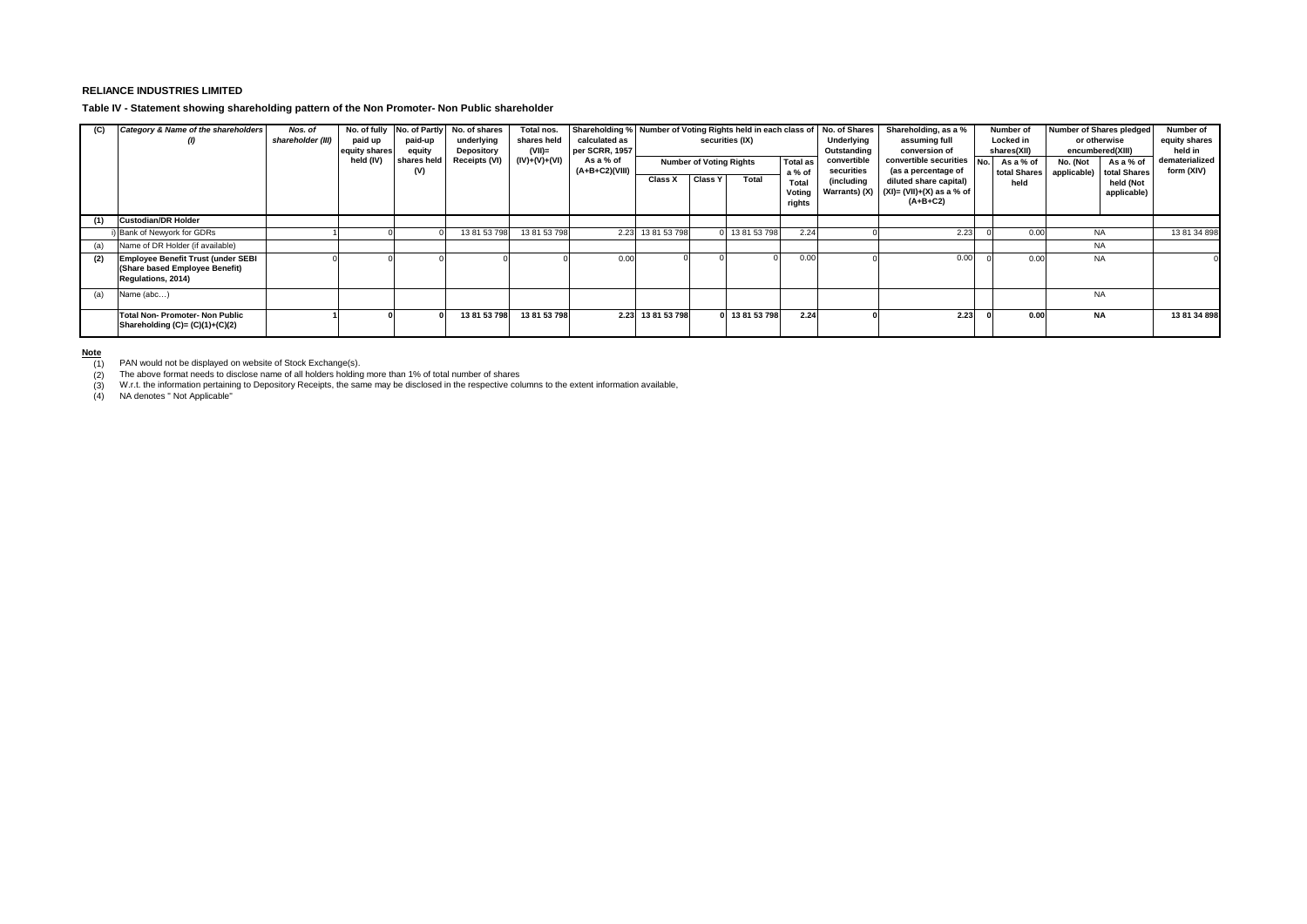**RELIANCE INDUSTRIES LIMITED**

**Table IV - Statement showing shareholding pattern of the Non Promoter- Non Public shareholder**

| (C) | *Category & Name of the shareholders (I)* | *Nos. of shareholder (III)* | No. of fully paid up equity shares held (IV) | No. of Partly paid-up equity shares held (V) | No. of shares underlying Depository Receipts (VI) | Total nos. shares held (VII)= (IV)+(V)+(VI) | Shareholding % calculated as per SCRR, 1957 As a % of (A+B+C2)(VIII) | Number of Voting Rights held in each class of securities (IX) | | | | No. of Shares Underlying Outstanding convertible securities (including Warrants) (X) | Shareholding, as a % assuming full conversion of convertible securities (as a percentage of diluted share capital) (XI)= (VII)+(X) as a % of (A+B+C2) | Number of Locked in shares(XII) | | Number of Shares pledged or otherwise encumbered(XIII) | | Number of equity shares held in dematerialized form (XIV) |
|---|---|---|---|---|---|---|---|---|---|---|---|---|---|---|---|---|---|---|
| | | | | | | | | Number of Voting Rights | | | Total as a % of Total Voting rights | | | No. | As a % of total Shares held | No. (Not applicable) | As a % of total Shares held (Not applicable) | |
| | | | | | | | | Class X | Class Y | Total | | | | | | | | |
| **(1)** | **Custodian/DR Holder** | | | | | | | | | | | | | | | | | |
| i) | Bank of Newyork for GDRs | 1 | 0 | 0 | 13 81 53 798 | 13 81 53 798 | 2.23 | 13 81 53 798 | 0 | 13 81 53 798 | 2.24 | 0 | 2.23 | 0 | 0.00 | NA | | 13 81 34 898 |
| (a) | Name of DR Holder (if available) | | | | | | | | | | | | | | | NA | | |
| **(2)** | **Employee Benefit Trust (under SEBI (Share based Employee Benefit) Regulations, 2014)** | 0 | 0 | 0 | 0 | 0 | 0.00 | 0 | 0 | 0 | 0.00 | 0 | 0.00 | 0 | 0.00 | NA | | 0 |
| (a) | Name (abc…) | | | | | | | | | | | | | | | NA | | |
| | **Total Non- Promoter- Non Public Shareholding (C)= (C)(1)+(C)(2)** | **1** | **0** | **0** | **13 81 53 798** | **13 81 53 798** | **2.23** | **13 81 53 798** | **0** | **13 81 53 798** | **2.24** | **0** | **2.23** | **0** | **0.00** | **NA** | | **13 81 34 898** |

**Note**

(1) PAN would not be displayed on website of Stock Exchange(s).

(2) The above format needs to disclose name of all holders holding more than 1% of total number of shares

(3) W.r.t. the information pertaining to Depository Receipts, the same may be disclosed in the respective columns to the extent information available,

(4) NA denotes " Not Applicable"